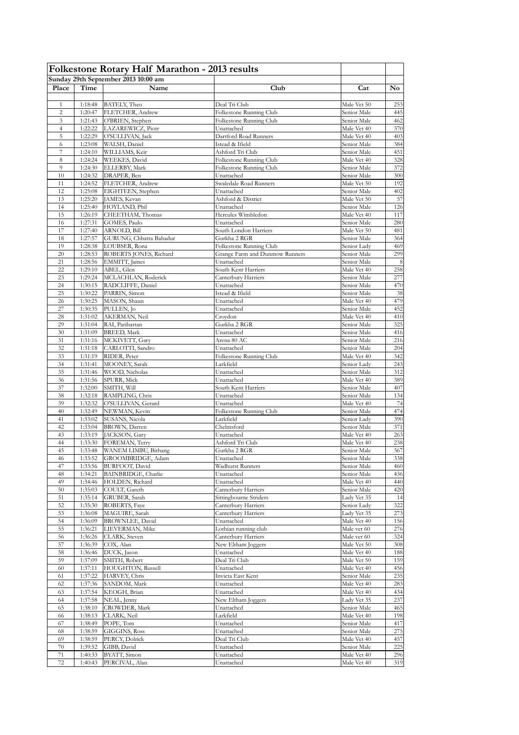# Folkestone Rotary Half Marathon - 2013 results

Sunday 29th September 2013 10:00 am

| Place | Time | Name | Club | Cat | No |
|---|---|---|---|---|---|
| 1 | 1:18:48 | BATELY, Theo | Deal Tri Club | Male Vet 50 | 253 |
| 2 | 1:20:47 | FLETCHER, Andrew | Folkestone Running Club | Senior Male | 445 |
| 3 | 1:21:43 | O'BRIEN, Stephen | Folkestone Running Club | Senior Male | 462 |
| 4 | 1:22:22 | LAZAREWICZ, Piotr | Unattached | Male Vet 40 | 370 |
| 5 | 1:22:29 | O'SULLIVAN, Jack | Dartford Road Runners | Male Vet 40 | 403 |
| 6 | 1:23:08 | WALSH, Daniel | Istead & Ifield | Senior Male | 384 |
| 7 | 1:24:10 | WILLIAMS, Keir | Ashford Tri Club | Senior Male | 451 |
| 8 | 1:24:24 | WEEKES, David | Folkestone Running Club | Male Vet 40 | 328 |
| 9 | 1:24:30 | ELLERBY, Mark | Folkestone Running Club | Senior Male | 372 |
| 10 | 1:24:32 | DRAPER, Ben | Unattached | Senior Male | 300 |
| 11 | 1:24:52 | FLETCHER, Andrew | Swaledale Road Runners | Male Vet 50 | 192 |
| 12 | 1:25:08 | EIGHTEEN, Stephen | Unattached | Senior Male | 402 |
| 13 | 1:25:20 | JAMES, Kevan | Ashford & District | Male Vet 50 | 57 |
| 14 | 1:25:40 | HOYLAND, Phil | Unattached | Senior Male | 126 |
| 15 | 1:26:19 | CHEETHAM, Thomas | Hercules Wimbledon | Male Vet 40 | 117 |
| 16 | 1:27:31 | GOMES, Paulo | Unattached | Senior Male | 280 |
| 17 | 1:27:40 | ARNOLD, Bill | South London Harriers | Male Vet 50 | 481 |
| 18 | 1:27:57 | GURUNG, Chhatra Bahadur | Gurkha 2 RGR | Senior Male | 364 |
| 19 | 1:28:38 | LOUBSER, Rona | Folkestone Running Club | Senior Lady | 469 |
| 20 | 1:28:53 | ROBERTS JONES, Richard | Grange Farm and Dunmow Runners | Senior Male | 299 |
| 21 | 1:28:56 | EMMITT, James | Unattached | Senior Male | 8 |
| 22 | 1:29:10 | ABEL, Glen | South Kent Harriers | Male Vet 40 | 258 |
| 23 | 1:29:24 | MCLACHLAN, Roderick | Canterbury Harriers | Senior Male | 277 |
| 24 | 1:30:15 | RADCLIFFE, Daniel | Unattached | Senior Male | 470 |
| 25 | 1:30:22 | PARRIN, Simon | Istead & Ifield | Senior Male | 38 |
| 26 | 1:30:25 | MASON, Shaun | Unattached | Male Vet 40 | 479 |
| 27 | 1:30:35 | PULLEN, Jo | Unattached | Senior Male | 452 |
| 28 | 1:31:02 | AKERMAN, Neil | Croydon | Male Vet 40 | 410 |
| 29 | 1:31:04 | RAI, Paribartan | Gurkha 2 RGR | Senior Male | 325 |
| 30 | 1:31:09 | BREED, Mark | Unattached | Senior Male | 416 |
| 31 | 1:31:16 | MCKIVETT, Gary | Arena 80 AC | Senior Male | 216 |
| 32 | 1:31:18 | CARLOTTI, Sandro | Unattached | Senior Male | 204 |
| 33 | 1:31:19 | RIDER, Peter | Folkestone Running Club | Male Vet 40 | 342 |
| 34 | 1:31:41 | MOONEY, Sarah | Larkfield | Senior Lady | 243 |
| 35 | 1:31:46 | WOOD, Nicholas | Unattached | Senior Male | 312 |
| 36 | 1:31:56 | SPURR, Mick | Unattached | Male Vet 40 | 389 |
| 37 | 1:32:00 | SMITH, Will | South Kent Harriers | Senior Male | 407 |
| 38 | 1:32:18 | RAMPLING, Chris | Unattached | Senior Male | 134 |
| 39 | 1:32:32 | O'SULLIVAN, Gerard | Unattached | Male Vet 40 | 74 |
| 40 | 1:32:49 | NEWMAN, Kevin | Folkestone Running Club | Senior Male | 474 |
| 41 | 1:33:02 | SUSANS, Nicola | Larkfield | Senior Lady | 390 |
| 42 | 1:33:04 | BROWN, Darren | Chelmsford | Senior Male | 371 |
| 43 | 1:33:19 | JACKSON, Gary | Unattached | Male Vet 40 | 263 |
| 44 | 1:33:30 | FOREMAN, Terry | Ashford Tri Club | Male Vet 40 | 238 |
| 45 | 1:33:48 | WANEM LIMBU, Birhang | Gurkha 2 RGR | Senior Male | 367 |
| 46 | 1:33:52 | GROOMBRIDGE, Adam | Unattached | Senior Male | 338 |
| 47 | 1:33:56 | BURFOOT, David | Wadhurst Runners | Senior Male | 460 |
| 48 | 1:34:21 | BAINBRIDGE, Charlie | Unattached | Senior Male | 436 |
| 49 | 1:34:46 | HOLDEN, Richard | Unattached | Male Vet 40 | 440 |
| 50 | 1:35:03 | COULT, Gareth | Canterbury Harriers | Senior Male | 420 |
| 51 | 1:35:14 | GRUBER, Sarah | Sittingbourne Striders | Lady Vet 35 | 14 |
| 52 | 1:35:30 | ROBERTS, Faye | Canterbury Harriers | Senior Lady | 322 |
| 53 | 1:36:08 | MAGUIRE, Sarah | Canterbury Harriers | Lady Vet 35 | 273 |
| 54 | 1:36:09 | BROWNLEE, David | Unattached | Male Vet 40 | 156 |
| 55 | 1:36:21 | LIEVERMAN, Mike | Lothian running club | Male vet 60 | 276 |
| 56 | 1:36:26 | CLARK, Steven | Canterbury Harriers | Male vet 60 | 324 |
| 57 | 1:36:39 | COX, Alan | New Eltham Joggers | Male Vet 50 | 308 |
| 58 | 1:36:46 | DUCK, Jason | Unattached | Male Vet 40 | 188 |
| 59 | 1:37:09 | SMITH, Robert | Deal Tri Club | Male Vet 50 | 159 |
| 60 | 1:37:11 | HOUGHTON, Russell | Unattached | Male Vet 40 | 456 |
| 61 | 1:37:22 | HARVEY, Chris | Invicta East Kent | Senior Male | 235 |
| 62 | 1:37:36 | SANDOM, Mark | Unattached | Male Vet 40 | 283 |
| 63 | 1:37:54 | KEOGH, Brian | Unattached | Male Vet 40 | 434 |
| 64 | 1:37:58 | NEAL, Jenny | New Eltham Joggers | Lady Vet 35 | 237 |
| 65 | 1:38:10 | CROWDER, Mark | Unattached | Senior Male | 465 |
| 66 | 1:38:13 | CLARK, Neil | Larkfield | Male Vet 40 | 198 |
| 67 | 1:38:49 | POPE, Tom | Unattached | Senior Male | 417 |
| 68 | 1:38:59 | GIGGINS, Ross | Unattached | Senior Male | 275 |
| 69 | 1:38:59 | PERCY, Dolrick | Deal Tri Club | Male Vet 40 | 457 |
| 70 | 1:39:52 | GIBB, David | Unattached | Senior Male | 225 |
| 71 | 1:40:33 | BYATT, Simon | Unattached | Male Vet 40 | 296 |
| 72 | 1:40:43 | PERCIVAL, Alan | Unattached | Male Vet 40 | 319 |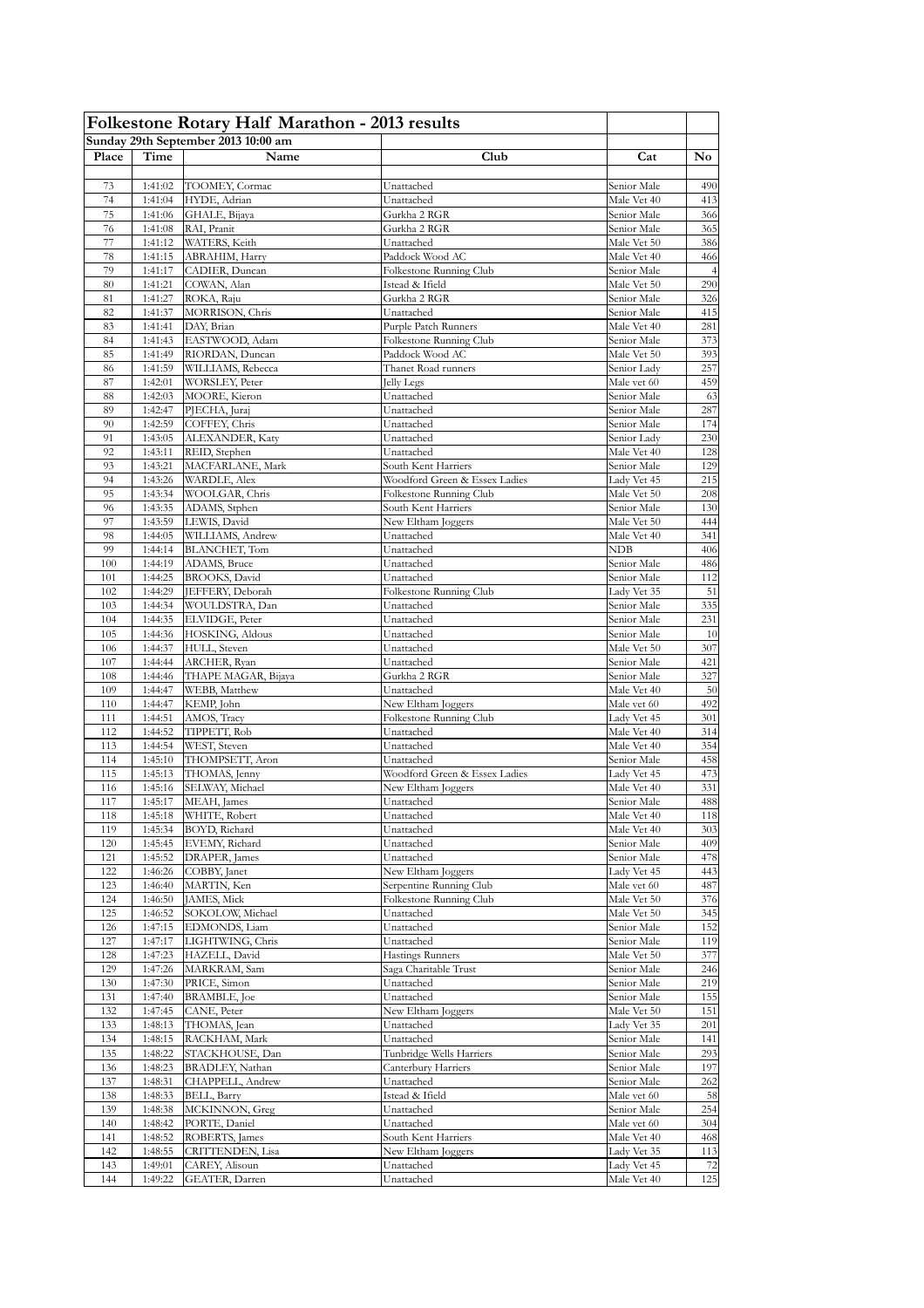# Folkestone Rotary Half Marathon - 2013 results

Sunday 29th September 2013 10:00 am

| Place | Time | Name | Club | Cat | No |
|---|---|---|---|---|---|
| 73 | 1:41:02 | TOOMEY, Cormac | Unattached | Senior Male | 490 |
| 74 | 1:41:04 | HYDE, Adrian | Unattached | Male Vet 40 | 413 |
| 75 | 1:41:06 | GHALE, Bijaya | Gurkha 2 RGR | Senior Male | 366 |
| 76 | 1:41:08 | RAI, Pranit | Gurkha 2 RGR | Senior Male | 365 |
| 77 | 1:41:12 | WATERS, Keith | Unattached | Male Vet 50 | 386 |
| 78 | 1:41:15 | ABRAHIM, Harry | Paddock Wood AC | Male Vet 40 | 466 |
| 79 | 1:41:17 | CADIER, Duncan | Folkestone Running Club | Senior Male | 4 |
| 80 | 1:41:21 | COWAN, Alan | Istead & Ifield | Male Vet 50 | 290 |
| 81 | 1:41:27 | ROKA, Raju | Gurkha 2 RGR | Senior Male | 326 |
| 82 | 1:41:37 | MORRISON, Chris | Unattached | Senior Male | 415 |
| 83 | 1:41:41 | DAY, Brian | Purple Patch Runners | Male Vet 40 | 281 |
| 84 | 1:41:43 | EASTWOOD, Adam | Folkestone Running Club | Senior Male | 373 |
| 85 | 1:41:49 | RIORDAN, Duncan | Paddock Wood AC | Male Vet 50 | 393 |
| 86 | 1:41:59 | WILLIAMS, Rebecca | Thanet Road runners | Senior Lady | 257 |
| 87 | 1:42:01 | WORSLEY, Peter | Jelly Legs | Male vet 60 | 459 |
| 88 | 1:42:03 | MOORE, Kieron | Unattached | Senior Male | 63 |
| 89 | 1:42:47 | PJECHA, Juraj | Unattached | Senior Male | 287 |
| 90 | 1:42:59 | COFFEY, Chris | Unattached | Senior Male | 174 |
| 91 | 1:43:05 | ALEXANDER, Katy | Unattached | Senior Lady | 230 |
| 92 | 1:43:11 | REID, Stephen | Unattached | Male Vet 40 | 128 |
| 93 | 1:43:21 | MACFARLANE, Mark | South Kent Harriers | Senior Male | 129 |
| 94 | 1:43:26 | WARDLE, Alex | Woodford Green & Essex Ladies | Lady Vet 45 | 215 |
| 95 | 1:43:34 | WOOLGAR, Chris | Folkestone Running Club | Male Vet 50 | 208 |
| 96 | 1:43:35 | ADAMS, Stphen | South Kent Harriers | Senior Male | 130 |
| 97 | 1:43:59 | LEWIS, David | New Eltham Joggers | Male Vet 50 | 444 |
| 98 | 1:44:05 | WILLIAMS, Andrew | Unattached | Male Vet 40 | 341 |
| 99 | 1:44:14 | BLANCHET, Tom | Unattached | NDB | 406 |
| 100 | 1:44:19 | ADAMS, Bruce | Unattached | Senior Male | 486 |
| 101 | 1:44:25 | BROOKS, David | Unattached | Senior Male | 112 |
| 102 | 1:44:29 | JEFFERY, Deborah | Folkestone Running Club | Lady Vet 35 | 51 |
| 103 | 1:44:34 | WOULDSTRA, Dan | Unattached | Senior Male | 335 |
| 104 | 1:44:35 | ELVIDGE, Peter | Unattached | Senior Male | 231 |
| 105 | 1:44:36 | HOSKING, Aldous | Unattached | Senior Male | 10 |
| 106 | 1:44:37 | HULL, Steven | Unattached | Male Vet 50 | 307 |
| 107 | 1:44:44 | ARCHER, Ryan | Unattached | Senior Male | 421 |
| 108 | 1:44:46 | THAPE MAGAR, Bijaya | Gurkha 2 RGR | Senior Male | 327 |
| 109 | 1:44:47 | WEBB, Matthew | Unattached | Male Vet 40 | 50 |
| 110 | 1:44:47 | KEMP, John | New Eltham Joggers | Male vet 60 | 492 |
| 111 | 1:44:51 | AMOS, Tracy | Folkestone Running Club | Lady Vet 45 | 301 |
| 112 | 1:44:52 | TIPPETT, Rob | Unattached | Male Vet 40 | 314 |
| 113 | 1:44:54 | WEST, Steven | Unattached | Male Vet 40 | 354 |
| 114 | 1:45:10 | THOMPSETT, Aron | Unattached | Senior Male | 458 |
| 115 | 1:45:13 | THOMAS, Jenny | Woodford Green & Essex Ladies | Lady Vet 45 | 473 |
| 116 | 1:45:16 | SELWAY, Michael | New Eltham Joggers | Male Vet 40 | 331 |
| 117 | 1:45:17 | MEAH, James | Unattached | Senior Male | 488 |
| 118 | 1:45:18 | WHITE, Robert | Unattached | Male Vet 40 | 118 |
| 119 | 1:45:34 | BOYD, Richard | Unattached | Male Vet 40 | 303 |
| 120 | 1:45:45 | EVEMY, Richard | Unattached | Senior Male | 409 |
| 121 | 1:45:52 | DRAPER, James | Unattached | Senior Male | 478 |
| 122 | 1:46:26 | COBBY, Janet | New Eltham Joggers | Lady Vet 45 | 443 |
| 123 | 1:46:40 | MARTIN, Ken | Serpentine Running Club | Male vet 60 | 487 |
| 124 | 1:46:50 | JAMES, Mick | Folkestone Running Club | Male Vet 50 | 376 |
| 125 | 1:46:52 | SOKOLOW, Michael | Unattached | Male Vet 50 | 345 |
| 126 | 1:47:15 | EDMONDS, Liam | Unattached | Senior Male | 152 |
| 127 | 1:47:17 | LIGHTWING, Chris | Unattached | Senior Male | 119 |
| 128 | 1:47:23 | HAZELL, David | Hastings Runners | Male Vet 50 | 377 |
| 129 | 1:47:26 | MARKRAM, Sam | Saga Charitable Trust | Senior Male | 246 |
| 130 | 1:47:30 | PRICE, Simon | Unattached | Senior Male | 219 |
| 131 | 1:47:40 | BRAMBLE, Joe | Unattached | Senior Male | 155 |
| 132 | 1:47:45 | CANE, Peter | New Eltham Joggers | Male Vet 50 | 151 |
| 133 | 1:48:13 | THOMAS, Jean | Unattached | Lady Vet 35 | 201 |
| 134 | 1:48:15 | RACKHAM, Mark | Unattached | Senior Male | 141 |
| 135 | 1:48:22 | STACKHOUSE, Dan | Tunbridge Wells Harriers | Senior Male | 293 |
| 136 | 1:48:23 | BRADLEY, Nathan | Canterbury Harriers | Senior Male | 197 |
| 137 | 1:48:31 | CHAPPELL, Andrew | Unattached | Senior Male | 262 |
| 138 | 1:48:33 | BELL, Barry | Istead & Ifield | Male vet 60 | 58 |
| 139 | 1:48:38 | MCKINNON, Greg | Unattached | Senior Male | 254 |
| 140 | 1:48:42 | PORTE, Daniel | Unattached | Male vet 60 | 304 |
| 141 | 1:48:52 | ROBERTS, James | South Kent Harriers | Male Vet 40 | 468 |
| 142 | 1:48:55 | CRITTENDEN, Lisa | New Eltham Joggers | Lady Vet 35 | 113 |
| 143 | 1:49:01 | CAREY, Alisoun | Unattached | Lady Vet 45 | 72 |
| 144 | 1:49:22 | GEATER, Darren | Unattached | Male Vet 40 | 125 |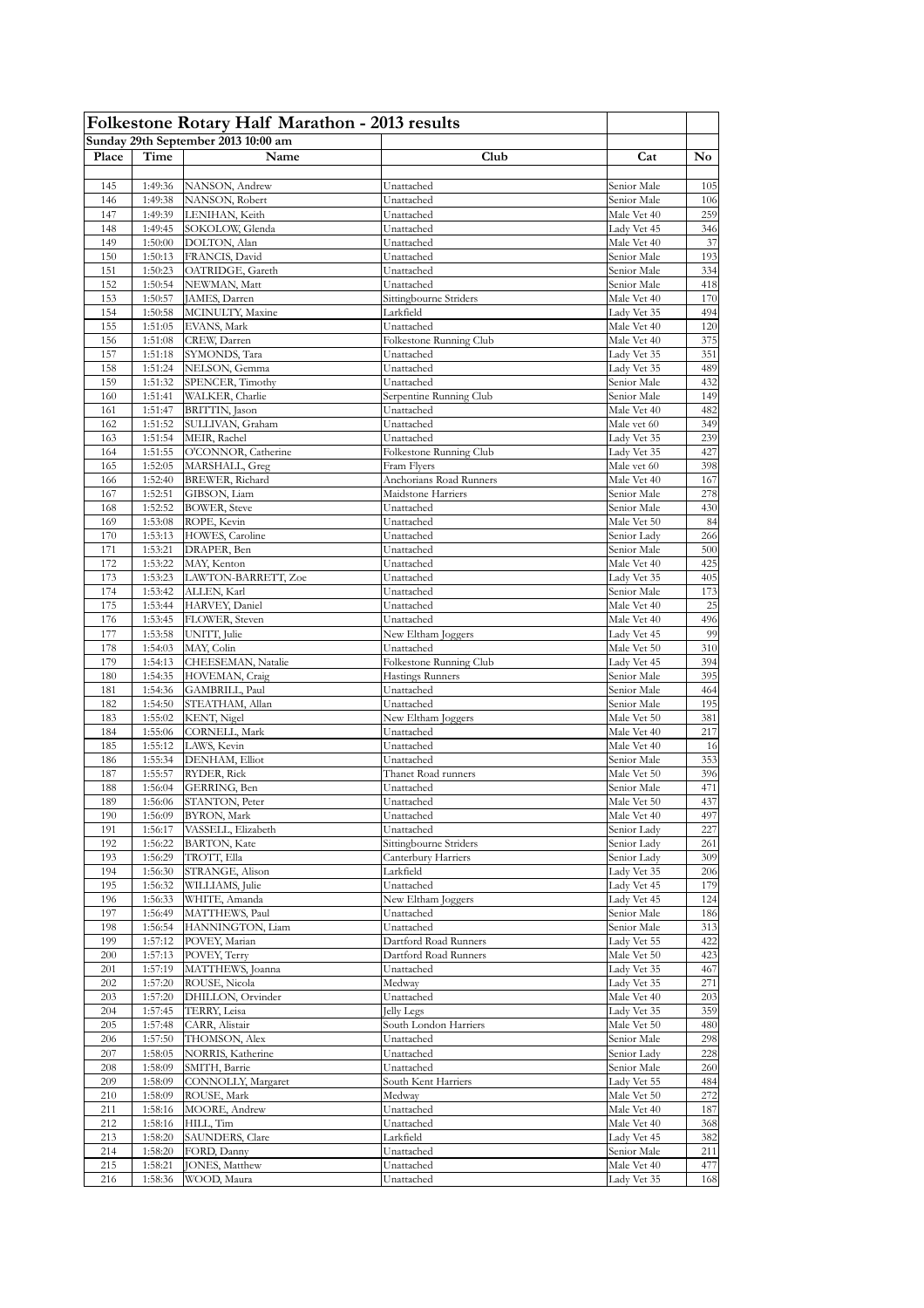## Folkestone Rotary Half Marathon - 2013 results

Sunday 29th September 2013 10:00 am

| Place | Time | Name | Club | Cat | No |
|---|---|---|---|---|---|
| 145 | 1:49:36 | NANSON, Andrew | Unattached | Senior Male | 105 |
| 146 | 1:49:38 | NANSON, Robert | Unattached | Senior Male | 106 |
| 147 | 1:49:39 | LENIHAN, Keith | Unattached | Male Vet 40 | 259 |
| 148 | 1:49:45 | SOKOLOW, Glenda | Unattached | Lady Vet 45 | 346 |
| 149 | 1:50:00 | DOLTON, Alan | Unattached | Male Vet 40 | 37 |
| 150 | 1:50:13 | FRANCIS, David | Unattached | Senior Male | 193 |
| 151 | 1:50:23 | OATRIDGE, Gareth | Unattached | Senior Male | 334 |
| 152 | 1:50:54 | NEWMAN, Matt | Unattached | Senior Male | 418 |
| 153 | 1:50:57 | JAMES, Darren | Sittingbourne Striders | Male Vet 40 | 170 |
| 154 | 1:50:58 | MCINULTY, Maxine | Larkfield | Lady Vet 35 | 494 |
| 155 | 1:51:05 | EVANS, Mark | Unattached | Male Vet 40 | 120 |
| 156 | 1:51:08 | CREW, Darren | Folkestone Running Club | Male Vet 40 | 375 |
| 157 | 1:51:18 | SYMONDS, Tara | Unattached | Lady Vet 35 | 351 |
| 158 | 1:51:24 | NELSON, Gemma | Unattached | Lady Vet 35 | 489 |
| 159 | 1:51:32 | SPENCER, Timothy | Unattached | Senior Male | 432 |
| 160 | 1:51:41 | WALKER, Charlie | Serpentine Running Club | Senior Male | 149 |
| 161 | 1:51:47 | BRITTIN, Jason | Unattached | Male Vet 40 | 482 |
| 162 | 1:51:52 | SULLIVAN, Graham | Unattached | Male vet 60 | 349 |
| 163 | 1:51:54 | MEIR, Rachel | Unattached | Lady Vet 35 | 239 |
| 164 | 1:51:55 | O'CONNOR, Catherine | Folkestone Running Club | Lady Vet 35 | 427 |
| 165 | 1:52:05 | MARSHALL, Greg | Fram Flyers | Male vet 60 | 398 |
| 166 | 1:52:40 | BREWER, Richard | Anchorians Road Runners | Male Vet 40 | 167 |
| 167 | 1:52:51 | GIBSON, Liam | Maidstone Harriers | Senior Male | 278 |
| 168 | 1:52:52 | BOWER, Steve | Unattached | Senior Male | 430 |
| 169 | 1:53:08 | ROPE, Kevin | Unattached | Male Vet 50 | 84 |
| 170 | 1:53:13 | HOWES, Caroline | Unattached | Senior Lady | 266 |
| 171 | 1:53:21 | DRAPER, Ben | Unattached | Senior Male | 500 |
| 172 | 1:53:22 | MAY, Kenton | Unattached | Male Vet 40 | 425 |
| 173 | 1:53:23 | LAWTON-BARRETT, Zoe | Unattached | Lady Vet 35 | 405 |
| 174 | 1:53:42 | ALLEN, Karl | Unattached | Senior Male | 173 |
| 175 | 1:53:44 | HARVEY, Daniel | Unattached | Male Vet 40 | 25 |
| 176 | 1:53:45 | FLOWER, Steven | Unattached | Male Vet 40 | 496 |
| 177 | 1:53:58 | UNITT, Julie | New Eltham Joggers | Lady Vet 45 | 99 |
| 178 | 1:54:03 | MAY, Colin | Unattached | Male Vet 50 | 310 |
| 179 | 1:54:13 | CHEESEMAN, Natalie | Folkestone Running Club | Lady Vet 45 | 394 |
| 180 | 1:54:35 | HOVEMAN, Craig | Hastings Runners | Senior Male | 395 |
| 181 | 1:54:36 | GAMBRILL, Paul | Unattached | Senior Male | 464 |
| 182 | 1:54:50 | STEATHAM, Allan | Unattached | Senior Male | 195 |
| 183 | 1:55:02 | KENT, Nigel | New Eltham Joggers | Male Vet 50 | 381 |
| 184 | 1:55:06 | CORNELL, Mark | Unattached | Male Vet 40 | 217 |
| 185 | 1:55:12 | LAWS, Kevin | Unattached | Male Vet 40 | 16 |
| 186 | 1:55:34 | DENHAM, Elliot | Unattached | Senior Male | 353 |
| 187 | 1:55:57 | RYDER, Rick | Thanet Road runners | Male Vet 50 | 396 |
| 188 | 1:56:04 | GERRING, Ben | Unattached | Senior Male | 471 |
| 189 | 1:56:06 | STANTON, Peter | Unattached | Male Vet 50 | 437 |
| 190 | 1:56:09 | BYRON, Mark | Unattached | Male Vet 40 | 497 |
| 191 | 1:56:17 | VASSELL, Elizabeth | Unattached | Senior Lady | 227 |
| 192 | 1:56:22 | BARTON, Kate | Sittingbourne Striders | Senior Lady | 261 |
| 193 | 1:56:29 | TROTT, Ella | Canterbury Harriers | Senior Lady | 309 |
| 194 | 1:56:30 | STRANGE, Alison | Larkfield | Lady Vet 35 | 206 |
| 195 | 1:56:32 | WILLIAMS, Julie | Unattached | Lady Vet 45 | 179 |
| 196 | 1:56:33 | WHITE, Amanda | New Eltham Joggers | Lady Vet 45 | 124 |
| 197 | 1:56:49 | MATTHEWS, Paul | Unattached | Senior Male | 186 |
| 198 | 1:56:54 | HANNINGTON, Liam | Unattached | Senior Male | 313 |
| 199 | 1:57:12 | POVEY, Marian | Dartford Road Runners | Lady Vet 55 | 422 |
| 200 | 1:57:13 | POVEY, Terry | Dartford Road Runners | Male Vet 50 | 423 |
| 201 | 1:57:19 | MATTHEWS, Joanna | Unattached | Lady Vet 35 | 467 |
| 202 | 1:57:20 | ROUSE, Nicola | Medway | Lady Vet 35 | 271 |
| 203 | 1:57:20 | DHILLON, Orvinder | Unattached | Male Vet 40 | 203 |
| 204 | 1:57:45 | TERRY, Leisa | Jelly Legs | Lady Vet 35 | 359 |
| 205 | 1:57:48 | CARR, Alistair | South London Harriers | Male Vet 50 | 480 |
| 206 | 1:57:50 | THOMSON, Alex | Unattached | Senior Male | 298 |
| 207 | 1:58:05 | NORRIS, Katherine | Unattached | Senior Lady | 228 |
| 208 | 1:58:09 | SMITH, Barrie | Unattached | Senior Male | 260 |
| 209 | 1:58:09 | CONNOLLY, Margaret | South Kent Harriers | Lady Vet 55 | 484 |
| 210 | 1:58:09 | ROUSE, Mark | Medway | Male Vet 50 | 272 |
| 211 | 1:58:16 | MOORE, Andrew | Unattached | Male Vet 40 | 187 |
| 212 | 1:58:16 | HILL, Tim | Unattached | Male Vet 40 | 368 |
| 213 | 1:58:20 | SAUNDERS, Clare | Larkfield | Lady Vet 45 | 382 |
| 214 | 1:58:20 | FORD, Danny | Unattached | Senior Male | 211 |
| 215 | 1:58:21 | JONES, Matthew | Unattached | Male Vet 40 | 477 |
| 216 | 1:58:36 | WOOD, Maura | Unattached | Lady Vet 35 | 168 |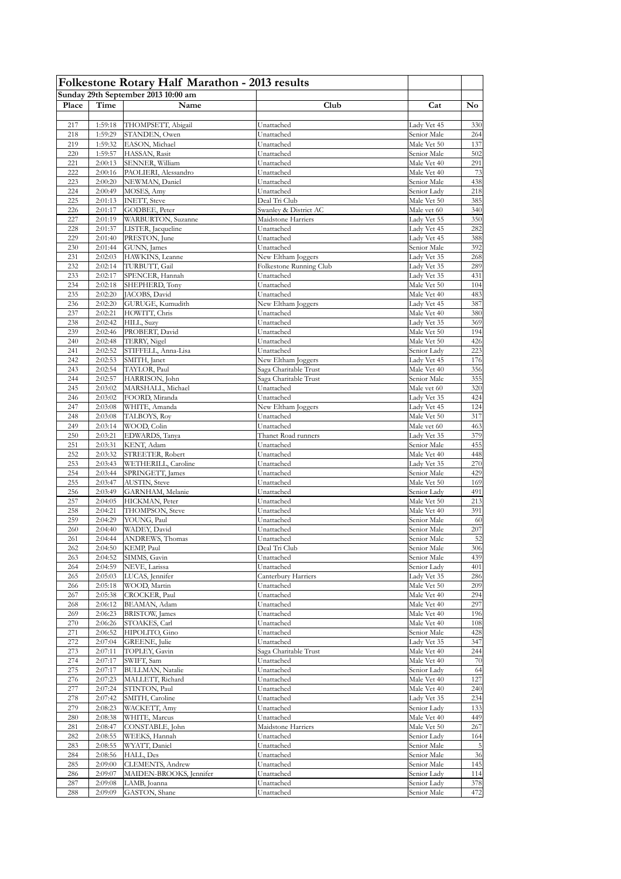# Folkestone Rotary Half Marathon - 2013 results

Sunday 29th September 2013 10:00 am

| Place | Time | Name | Club | Cat | No |
|---|---|---|---|---|---|
| 217 | 1:59:18 | THOMPSETT, Abigail | Unattached | Lady Vet 45 | 330 |
| 218 | 1:59:29 | STANDEN, Owen | Unattached | Senior Male | 264 |
| 219 | 1:59:32 | EASON, Michael | Unattached | Male Vet 50 | 137 |
| 220 | 1:59:57 | HASSAN, Rasit | Unattached | Senior Male | 502 |
| 221 | 2:00:13 | SENNER, William | Unattached | Male Vet 40 | 291 |
| 222 | 2:00:16 | PAOLIERI, Alessandro | Unattached | Male Vet 40 | 73 |
| 223 | 2:00:20 | NEWMAN, Daniel | Unattached | Senior Male | 438 |
| 224 | 2:00:49 | MOSES, Amy | Unattached | Senior Lady | 218 |
| 225 | 2:01:13 | INETT, Steve | Deal Tri Club | Male Vet 50 | 385 |
| 226 | 2:01:17 | GODBEE, Peter | Swanley & District AC | Male vet 60 | 340 |
| 227 | 2:01:19 | WARBURTON, Suzanne | Maidstone Harriers | Lady Vet 55 | 350 |
| 228 | 2:01:37 | LISTER, Jacqueline | Unattached | Lady Vet 45 | 282 |
| 229 | 2:01:40 | PRESTON, June | Unattached | Lady Vet 45 | 388 |
| 230 | 2:01:44 | GUNN, James | Unattached | Senior Male | 392 |
| 231 | 2:02:03 | HAWKINS, Leanne | New Eltham Joggers | Lady Vet 35 | 268 |
| 232 | 2:02:14 | TURBUTT, Gail | Folkestone Running Club | Lady Vet 35 | 289 |
| 233 | 2:02:17 | SPENCER, Hannah | Unattached | Lady Vet 35 | 431 |
| 234 | 2:02:18 | SHEPHERD, Tony | Unattached | Male Vet 50 | 104 |
| 235 | 2:02:20 | JACOBS, David | Unattached | Male Vet 40 | 483 |
| 236 | 2:02:20 | GURUGE, Kumudith | New Eltham Joggers | Lady Vet 45 | 387 |
| 237 | 2:02:21 | HOWITT, Chris | Unattached | Male Vet 40 | 380 |
| 238 | 2:02:42 | HILL, Suzy | Unattached | Lady Vet 35 | 369 |
| 239 | 2:02:46 | PROBERT, David | Unattached | Male Vet 50 | 194 |
| 240 | 2:02:48 | TERRY, Nigel | Unattached | Male Vet 50 | 426 |
| 241 | 2:02:52 | STIFFELL, Anna-Lisa | Unattached | Senior Lady | 223 |
| 242 | 2:02:53 | SMITH, Janet | New Eltham Joggers | Lady Vet 45 | 176 |
| 243 | 2:02:54 | TAYLOR, Paul | Saga Charitable Trust | Male Vet 40 | 356 |
| 244 | 2:02:57 | HARRISON, John | Saga Charitable Trust | Senior Male | 355 |
| 245 | 2:03:02 | MARSHALL, Michael | Unattached | Male vet 60 | 320 |
| 246 | 2:03:02 | FOORD, Miranda | Unattached | Lady Vet 35 | 424 |
| 247 | 2:03:08 | WHITE, Amanda | New Eltham Joggers | Lady Vet 45 | 124 |
| 248 | 2:03:08 | TALBOYS, Roy | Unattached | Male Vet 50 | 317 |
| 249 | 2:03:14 | WOOD, Colin | Unattached | Male vet 60 | 463 |
| 250 | 2:03:21 | EDWARDS, Tanya | Thanet Road runners | Lady Vet 35 | 379 |
| 251 | 2:03:31 | KENT, Adam | Unattached | Senior Male | 455 |
| 252 | 2:03:32 | STREETER, Robert | Unattached | Male Vet 40 | 448 |
| 253 | 2:03:43 | WETHERILL, Caroline | Unattached | Lady Vet 35 | 270 |
| 254 | 2:03:44 | SPRINGETT, James | Unattached | Senior Male | 429 |
| 255 | 2:03:47 | AUSTIN, Steve | Unattached | Male Vet 50 | 169 |
| 256 | 2:03:49 | GARNHAM, Melanie | Unattached | Senior Lady | 491 |
| 257 | 2:04:05 | HICKMAN, Peter | Unattached | Male Vet 50 | 213 |
| 258 | 2:04:21 | THOMPSON, Steve | Unattached | Male Vet 40 | 391 |
| 259 | 2:04:29 | YOUNG, Paul | Unattached | Senior Male | 60 |
| 260 | 2:04:40 | WADEY, David | Unattached | Senior Male | 207 |
| 261 | 2:04:44 | ANDREWS, Thomas | Unattached | Senior Male | 52 |
| 262 | 2:04:50 | KEMP, Paul | Deal Tri Club | Senior Male | 306 |
| 263 | 2:04:52 | SIMMS, Gavin | Unattached | Senior Male | 439 |
| 264 | 2:04:59 | NEVE, Larissa | Unattached | Senior Lady | 401 |
| 265 | 2:05:03 | LUCAS, Jennifer | Canterbury Harriers | Lady Vet 35 | 286 |
| 266 | 2:05:18 | WOOD, Martin | Unattached | Male Vet 50 | 209 |
| 267 | 2:05:38 | CROCKER, Paul | Unattached | Male Vet 40 | 294 |
| 268 | 2:06:12 | BEAMAN, Adam | Unattached | Male Vet 40 | 297 |
| 269 | 2:06:23 | BRISTOW, James | Unattached | Male Vet 40 | 196 |
| 270 | 2:06:26 | STOAKES, Carl | Unattached | Male Vet 40 | 108 |
| 271 | 2:06:52 | HIPOLITO, Gino | Unattached | Senior Male | 428 |
| 272 | 2:07:04 | GREENE, Julie | Unattached | Lady Vet 35 | 347 |
| 273 | 2:07:11 | TOPLEY, Gavin | Saga Charitable Trust | Male Vet 40 | 244 |
| 274 | 2:07:17 | SWIFT, Sam | Unattached | Male Vet 40 | 70 |
| 275 | 2:07:17 | BULLMAN, Natalie | Unattached | Senior Lady | 64 |
| 276 | 2:07:23 | MALLETT, Richard | Unattached | Male Vet 40 | 127 |
| 277 | 2:07:24 | STINTON, Paul | Unattached | Male Vet 40 | 240 |
| 278 | 2:07:42 | SMITH, Caroline | Unattached | Lady Vet 35 | 234 |
| 279 | 2:08:23 | WACKETT, Amy | Unattached | Senior Lady | 133 |
| 280 | 2:08:38 | WHITE, Marcus | Unattached | Male Vet 40 | 449 |
| 281 | 2:08:47 | CONSTABLE, John | Maidstone Harriers | Male Vet 50 | 267 |
| 282 | 2:08:55 | WEEKS, Hannah | Unattached | Senior Lady | 164 |
| 283 | 2:08:55 | WYATT, Daniel | Unattached | Senior Male | 5 |
| 284 | 2:08:56 | HALL, Des | Unattached | Senior Male | 36 |
| 285 | 2:09:00 | CLEMENTS, Andrew | Unattached | Senior Male | 145 |
| 286 | 2:09:07 | MAIDEN-BROOKS, Jennifer | Unattached | Senior Lady | 114 |
| 287 | 2:09:08 | LAMB, Joanna | Unattached | Senior Lady | 378 |
| 288 | 2:09:09 | GASTON, Shane | Unattached | Senior Male | 472 |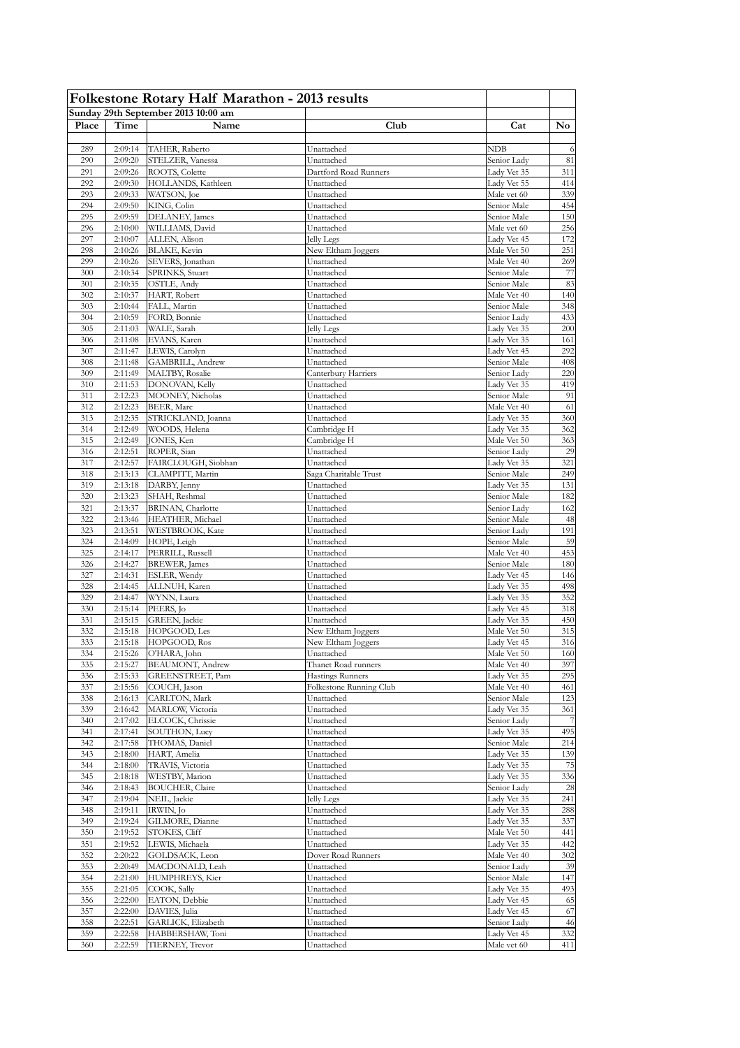| Folkestone Rotary Half Marathon - 2013 results | | | | | |
|---|---|---|---|---|---|
| Sunday 29th September 2013 10:00 am | | | | | |
| Place | Time | Name | Club | Cat | No |
| 289 | 2:09:14 | TAHER, Roberto | Unattached | NDB | 6 |
| 290 | 2:09:20 | STELZER, Vanessa | Unattached | Senior Lady | 81 |
| 291 | 2:09:26 | ROOTS, Colette | Dartford Road Runners | Lady Vet 35 | 311 |
| 292 | 2:09:30 | HOLLANDS, Kathleen | Unattached | Lady Vet 55 | 414 |
| 293 | 2:09:33 | WATSON, Joe | Unattached | Male vet 60 | 339 |
| 294 | 2:09:50 | KING, Colin | Unattached | Senior Male | 454 |
| 295 | 2:09:59 | DELANEY, James | Unattached | Senior Male | 150 |
| 296 | 2:10:00 | WILLIAMS, David | Unattached | Male vet 60 | 256 |
| 297 | 2:10:07 | ALLEN, Alison | Jelly Legs | Lady Vet 45 | 172 |
| 298 | 2:10:26 | BLAKE, Kevin | New Eltham Joggers | Male Vet 50 | 251 |
| 299 | 2:10:26 | SEVERS, Jonathan | Unattached | Male Vet 40 | 269 |
| 300 | 2:10:34 | SPRINKS, Stuart | Unattached | Senior Male | 77 |
| 301 | 2:10:35 | OSTLE, Andy | Unattached | Senior Male | 83 |
| 302 | 2:10:37 | HART, Robert | Unattached | Male Vet 40 | 140 |
| 303 | 2:10:44 | FALL, Martin | Unattached | Senior Male | 348 |
| 304 | 2:10:59 | FORD, Bonnie | Unattached | Senior Lady | 433 |
| 305 | 2:11:03 | WALE, Sarah | Jelly Legs | Lady Vet 35 | 200 |
| 306 | 2:11:08 | EVANS, Karen | Unattached | Lady Vet 35 | 161 |
| 307 | 2:11:47 | LEWIS, Carolyn | Unattached | Lady Vet 45 | 292 |
| 308 | 2:11:48 | GAMBRILL, Andrew | Unattached | Senior Male | 408 |
| 309 | 2:11:49 | MALTBY, Rosalie | Canterbury Harriers | Senior Lady | 220 |
| 310 | 2:11:53 | DONOVAN, Kelly | Unattached | Lady Vet 35 | 419 |
| 311 | 2:12:23 | MOONEY, Nicholas | Unattached | Senior Male | 91 |
| 312 | 2:12:23 | BEER, Marc | Unattached | Male Vet 40 | 61 |
| 313 | 2:12:35 | STRICKLAND, Joanna | Unattached | Lady Vet 35 | 360 |
| 314 | 2:12:49 | WOODS, Helena | Cambridge H | Lady Vet 35 | 362 |
| 315 | 2:12:49 | JONES, Ken | Cambridge H | Male Vet 50 | 363 |
| 316 | 2:12:51 | ROPER, Sian | Unattached | Senior Lady | 29 |
| 317 | 2:12:57 | FAIRCLOUGH, Siobhan | Unattached | Lady Vet 35 | 321 |
| 318 | 2:13:13 | CLAMPITT, Martin | Saga Charitable Trust | Senior Male | 249 |
| 319 | 2:13:18 | DARBY, Jenny | Unattached | Lady Vet 35 | 131 |
| 320 | 2:13:23 | SHAH, Reshmal | Unattached | Senior Male | 182 |
| 321 | 2:13:37 | BRINAN, Charlotte | Unattached | Senior Lady | 162 |
| 322 | 2:13:46 | HEATHER, Michael | Unattached | Senior Male | 48 |
| 323 | 2:13:51 | WESTBROOK, Kate | Unattached | Senior Lady | 191 |
| 324 | 2:14:09 | HOPE, Leigh | Unattached | Senior Male | 59 |
| 325 | 2:14:17 | PERRILL, Russell | Unattached | Male Vet 40 | 453 |
| 326 | 2:14:27 | BREWER, James | Unattached | Senior Male | 180 |
| 327 | 2:14:31 | ESLER, Wendy | Unattached | Lady Vet 45 | 146 |
| 328 | 2:14:45 | ALLNUH, Karen | Unattached | Lady Vet 35 | 498 |
| 329 | 2:14:47 | WYNN, Laura | Unattached | Lady Vet 35 | 352 |
| 330 | 2:15:14 | PEERS, Jo | Unattached | Lady Vet 45 | 318 |
| 331 | 2:15:15 | GREEN, Jackie | Unattached | Lady Vet 35 | 450 |
| 332 | 2:15:18 | HOPGOOD, Les | New Eltham Joggers | Male Vet 50 | 315 |
| 333 | 2:15:18 | HOPGOOD, Ros | New Eltham Joggers | Lady Vet 45 | 316 |
| 334 | 2:15:26 | O'HARA, John | Unattached | Male Vet 50 | 160 |
| 335 | 2:15:27 | BEAUMONT, Andrew | Thanet Road runners | Male Vet 40 | 397 |
| 336 | 2:15:33 | GREENSTREET, Pam | Hastings Runners | Lady Vet 35 | 295 |
| 337 | 2:15:56 | COUCH, Jason | Folkestone Running Club | Male Vet 40 | 461 |
| 338 | 2:16:13 | CARLTON, Mark | Unattached | Senior Male | 123 |
| 339 | 2:16:42 | MARLOW, Victoria | Unattached | Lady Vet 35 | 361 |
| 340 | 2:17:02 | ELCOCK, Chrissie | Unattached | Senior Lady | 7 |
| 341 | 2:17:41 | SOUTHON, Lucy | Unattached | Lady Vet 35 | 495 |
| 342 | 2:17:58 | THOMAS, Daniel | Unattached | Senior Male | 214 |
| 343 | 2:18:00 | HART, Amelia | Unattached | Lady Vet 35 | 139 |
| 344 | 2:18:00 | TRAVIS, Victoria | Unattached | Lady Vet 35 | 75 |
| 345 | 2:18:18 | WESTBY, Marion | Unattached | Lady Vet 35 | 336 |
| 346 | 2:18:43 | BOUCHER, Claire | Unattached | Senior Lady | 28 |
| 347 | 2:19:04 | NEIL, Jackie | Jelly Legs | Lady Vet 35 | 241 |
| 348 | 2:19:11 | IRWIN, Jo | Unattached | Lady Vet 35 | 288 |
| 349 | 2:19:24 | GILMORE, Dianne | Unattached | Lady Vet 35 | 337 |
| 350 | 2:19:52 | STOKES, Cliff | Unattached | Male Vet 50 | 441 |
| 351 | 2:19:52 | LEWIS, Michaela | Unattached | Lady Vet 35 | 442 |
| 352 | 2:20:22 | GOLDSACK, Leon | Dover Road Runners | Male Vet 40 | 302 |
| 353 | 2:20:49 | MACDONALD, Leah | Unattached | Senior Lady | 39 |
| 354 | 2:21:00 | HUMPHREYS, Kier | Unattached | Senior Male | 147 |
| 355 | 2:21:05 | COOK, Sally | Unattached | Lady Vet 35 | 493 |
| 356 | 2:22:00 | EATON, Debbie | Unattached | Lady Vet 45 | 65 |
| 357 | 2:22:00 | DAVIES, Julia | Unattached | Lady Vet 45 | 67 |
| 358 | 2:22:51 | GARLICK, Elizabeth | Unattached | Senior Lady | 46 |
| 359 | 2:22:58 | HABBERSHAW, Toni | Unattached | Lady Vet 45 | 332 |
| 360 | 2:22:59 | TIERNEY, Trevor | Unattached | Male vet 60 | 411 |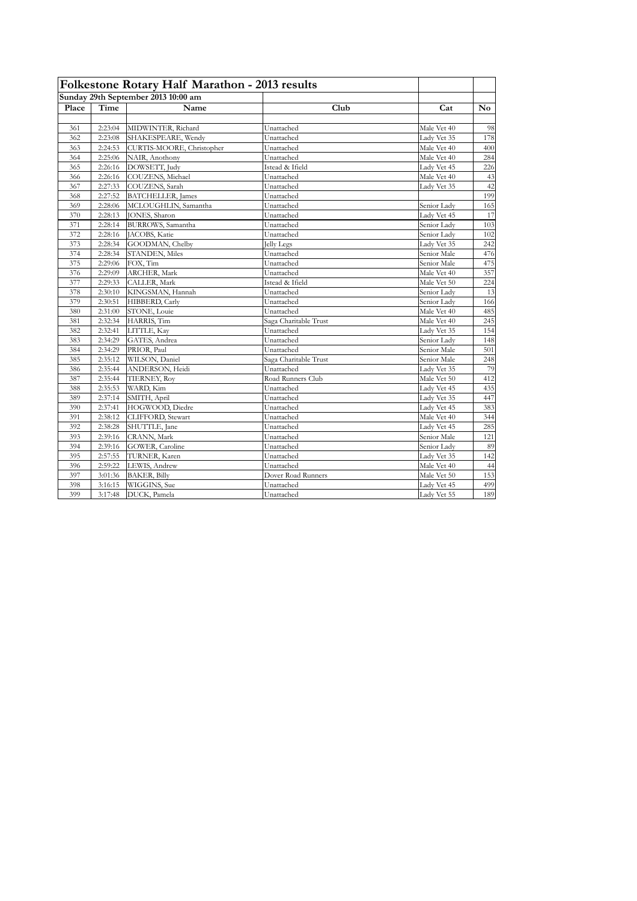# Folkestone Rotary Half Marathon - 2013 results

**Sunday 29th September 2013 10:00 am**

| Place | Time | Name | Club | Cat | No |
|---|---|---|---|---|---|
| 361 | 2:23:04 | MIDWINTER, Richard | Unattached | Male Vet 40 | 98 |
| 362 | 2:23:08 | SHAKESPEARE, Wendy | Unattached | Lady Vet 35 | 178 |
| 363 | 2:24:53 | CURTIS-MOORE, Christopher | Unattached | Male Vet 40 | 400 |
| 364 | 2:25:06 | NAIR, Anothony | Unattached | Male Vet 40 | 284 |
| 365 | 2:26:16 | DOWSETT, Judy | Istead & Ifield | Lady Vet 45 | 226 |
| 366 | 2:26:16 | COUZENS, Michael | Unattached | Male Vet 40 | 43 |
| 367 | 2:27:33 | COUZENS, Sarah | Unattached | Lady Vet 35 | 42 |
| 368 | 2:27:52 | BATCHELLER, James | Unattached | | 199 |
| 369 | 2:28:06 | MCLOUGHLIN, Samantha | Unattached | Senior Lady | 165 |
| 370 | 2:28:13 | JONES, Sharon | Unattached | Lady Vet 45 | 17 |
| 371 | 2:28:14 | BURROWS, Samantha | Unattached | Senior Lady | 103 |
| 372 | 2:28:16 | JACOBS, Katie | Unattached | Senior Lady | 102 |
| 373 | 2:28:34 | GOODMAN, Chelby | Jelly Legs | Lady Vet 35 | 242 |
| 374 | 2:28:34 | STANDEN, Miles | Unattached | Senior Male | 476 |
| 375 | 2:29:06 | FOX, Tim | Unattached | Senior Male | 475 |
| 376 | 2:29:09 | ARCHER, Mark | Unattached | Male Vet 40 | 357 |
| 377 | 2:29:33 | CALLER, Mark | Istead & Ifield | Male Vet 50 | 224 |
| 378 | 2:30:10 | KINGSMAN, Hannah | Unattached | Senior Lady | 13 |
| 379 | 2:30:51 | HIBBERD, Carly | Unattached | Senior Lady | 166 |
| 380 | 2:31:00 | STONE, Louie | Unattached | Male Vet 40 | 485 |
| 381 | 2:32:34 | HARRIS, Tim | Saga Charitable Trust | Male Vet 40 | 245 |
| 382 | 2:32:41 | LITTLE, Kay | Unattached | Lady Vet 35 | 154 |
| 383 | 2:34:29 | GATES, Andrea | Unattached | Senior Lady | 148 |
| 384 | 2:34:29 | PRIOR, Paul | Unattached | Senior Male | 501 |
| 385 | 2:35:12 | WILSON, Daniel | Saga Charitable Trust | Senior Male | 248 |
| 386 | 2:35:44 | ANDERSON, Heidi | Unattached | Lady Vet 35 | 79 |
| 387 | 2:35:44 | TIERNEY, Roy | Road Runners Club | Male Vet 50 | 412 |
| 388 | 2:35:53 | WARD, Kim | Unattached | Lady Vet 45 | 435 |
| 389 | 2:37:14 | SMITH, April | Unattached | Lady Vet 35 | 447 |
| 390 | 2:37:41 | HOGWOOD, Diedre | Unattached | Lady Vet 45 | 383 |
| 391 | 2:38:12 | CLIFFORD, Stewart | Unattached | Male Vet 40 | 344 |
| 392 | 2:38:28 | SHUTTLE, Jane | Unattached | Lady Vet 45 | 285 |
| 393 | 2:39:16 | CRANN, Mark | Unattached | Senior Male | 121 |
| 394 | 2:39:16 | GOWER, Caroline | Unattached | Senior Lady | 89 |
| 395 | 2:57:55 | TURNER, Karen | Unattached | Lady Vet 35 | 142 |
| 396 | 2:59:22 | LEWIS, Andrew | Unattached | Male Vet 40 | 44 |
| 397 | 3:01:36 | BAKER, Billy | Dover Road Runners | Male Vet 50 | 153 |
| 398 | 3:16:15 | WIGGINS, Sue | Unattached | Lady Vet 45 | 499 |
| 399 | 3:17:48 | DUCK, Pamela | Unattached | Lady Vet 55 | 189 |